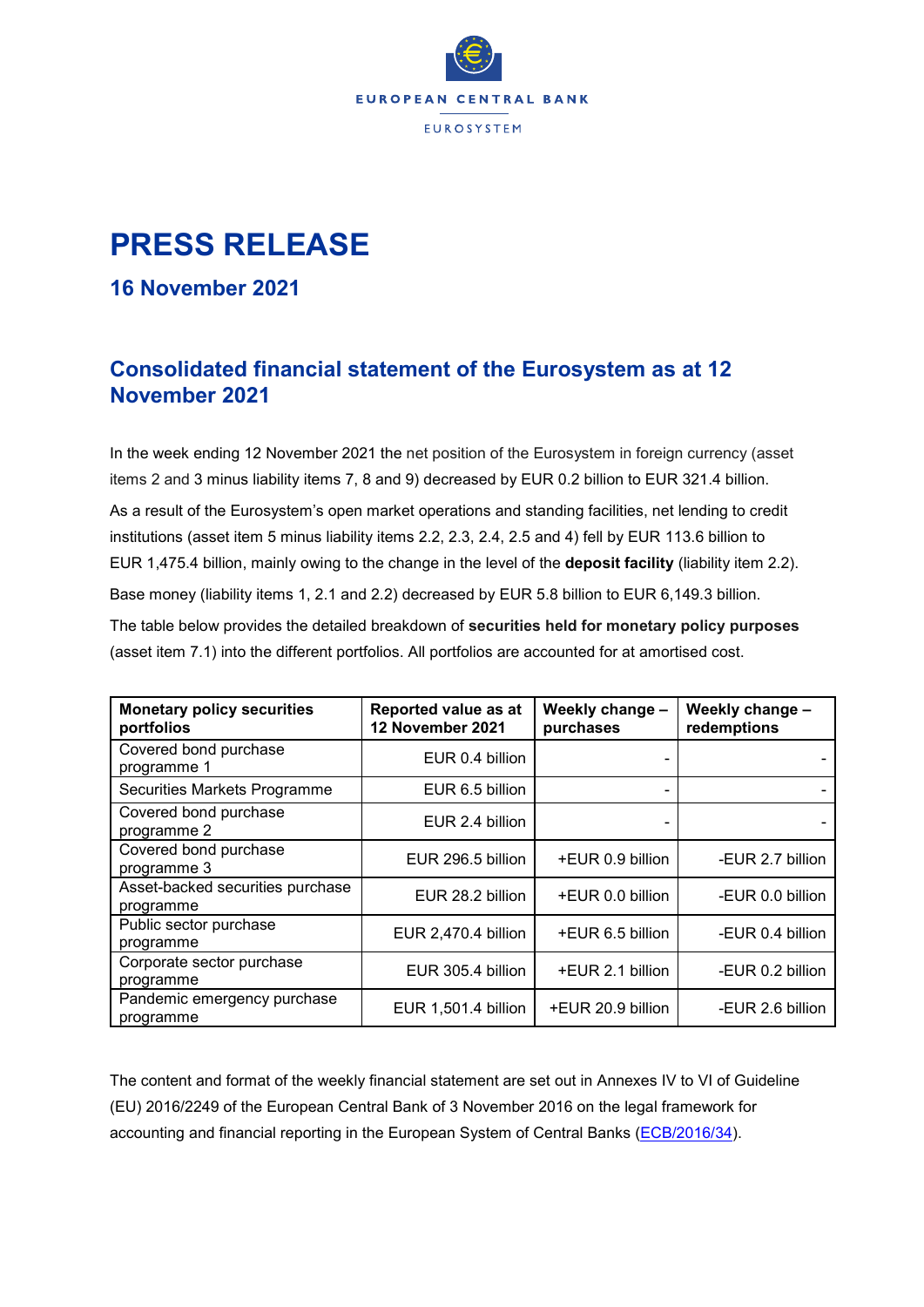EUROPEAN CENTRAL BANK

EUROSYSTEM

# PRESS RELEASE

## 16 November 2021

## Consolidated financial statement of the Eurosystem as at 12 November 2021

In the week ending 12 November 2021 the net position of the Eurosystem in foreign currency (asset items 2 and 3 minus liability items 7, 8 and 9) decreased by EUR 0.2 billion to EUR 321.4 billion.

As a result of the Eurosystem's open market operations and standing facilities, net lending to credit institutions (asset item 5 minus liability items 2.2, 2.3, 2.4, 2.5 and 4) fell by EUR 113.6 billion to EUR 1,475.4 billion, mainly owing to the change in the level of the **deposit facility** (liability item 2.2).

Base money (liability items 1, 2.1 and 2.2) decreased by EUR 5.8 billion to EUR 6,149.3 billion.

The table below provides the detailed breakdown of **securities held for monetary policy purposes** (asset item 7.1) into the different portfolios. All portfolios are accounted for at amortised cost.

| Monetary policy securities portfolios | Reported value as at 12 November 2021 | Weekly change – purchases | Weekly change – redemptions |
|---|---|---|---|
| Covered bond purchase programme 1 | EUR 0.4 billion | - | - |
| Securities Markets Programme | EUR 6.5 billion | - | - |
| Covered bond purchase programme 2 | EUR 2.4 billion | - | - |
| Covered bond purchase programme 3 | EUR 296.5 billion | +EUR 0.9 billion | -EUR 2.7 billion |
| Asset-backed securities purchase programme | EUR 28.2 billion | +EUR 0.0 billion | -EUR 0.0 billion |
| Public sector purchase programme | EUR 2,470.4 billion | +EUR 6.5 billion | -EUR 0.4 billion |
| Corporate sector purchase programme | EUR 305.4 billion | +EUR 2.1 billion | -EUR 0.2 billion |
| Pandemic emergency purchase programme | EUR 1,501.4 billion | +EUR 20.9 billion | -EUR 2.6 billion |

The content and format of the weekly financial statement are set out in Annexes IV to VI of Guideline (EU) 2016/2249 of the European Central Bank of 3 November 2016 on the legal framework for accounting and financial reporting in the European System of Central Banks (ECB/2016/34).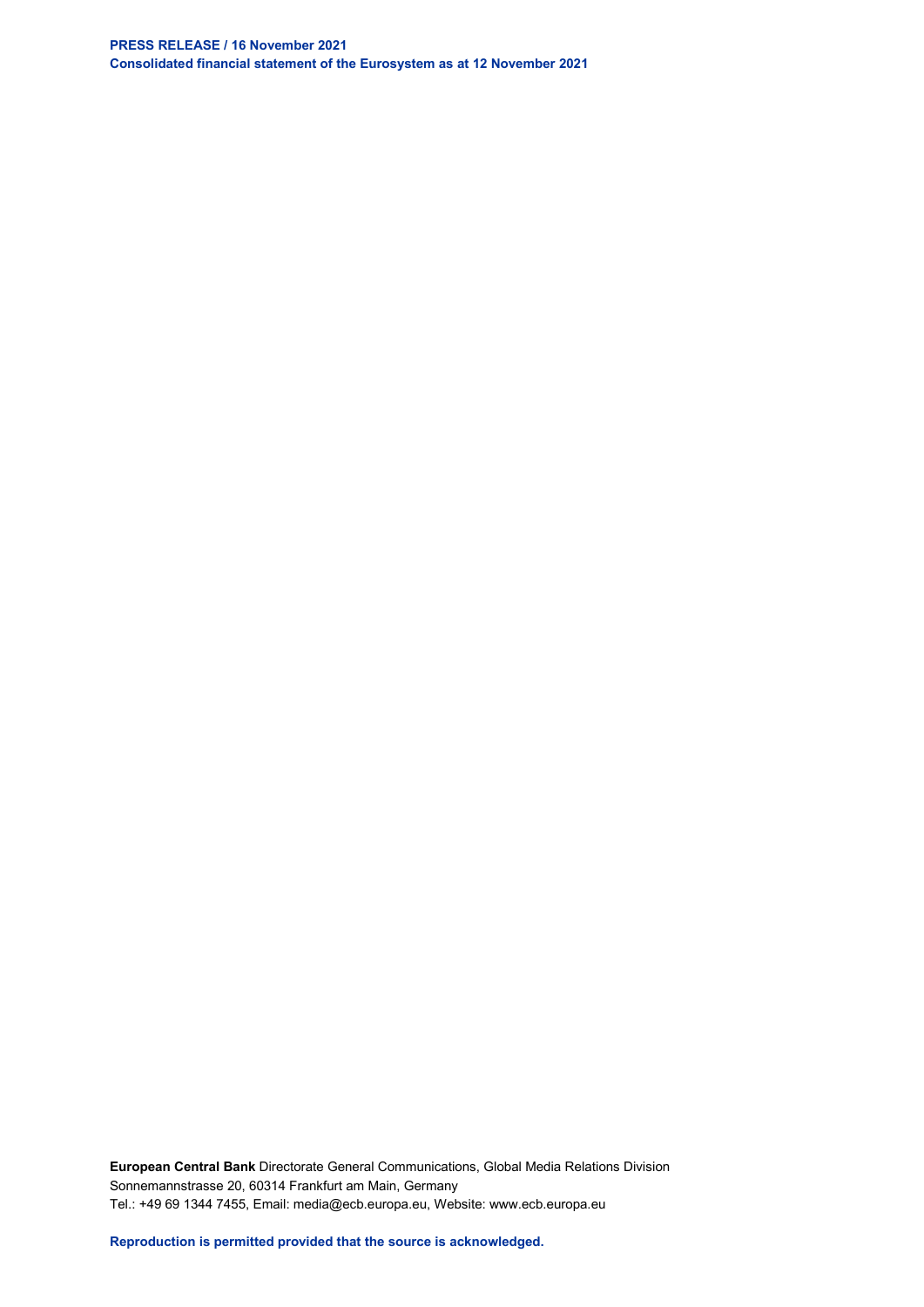**European Central Bank** Directorate General Communications, Global Media Relations Division
Sonnemannstrasse 20, 60314 Frankfurt am Main, Germany
Tel.: +49 69 1344 7455, Email: media@ecb.europa.eu, Website: www.ecb.europa.eu

**Reproduction is permitted provided that the source is acknowledged.**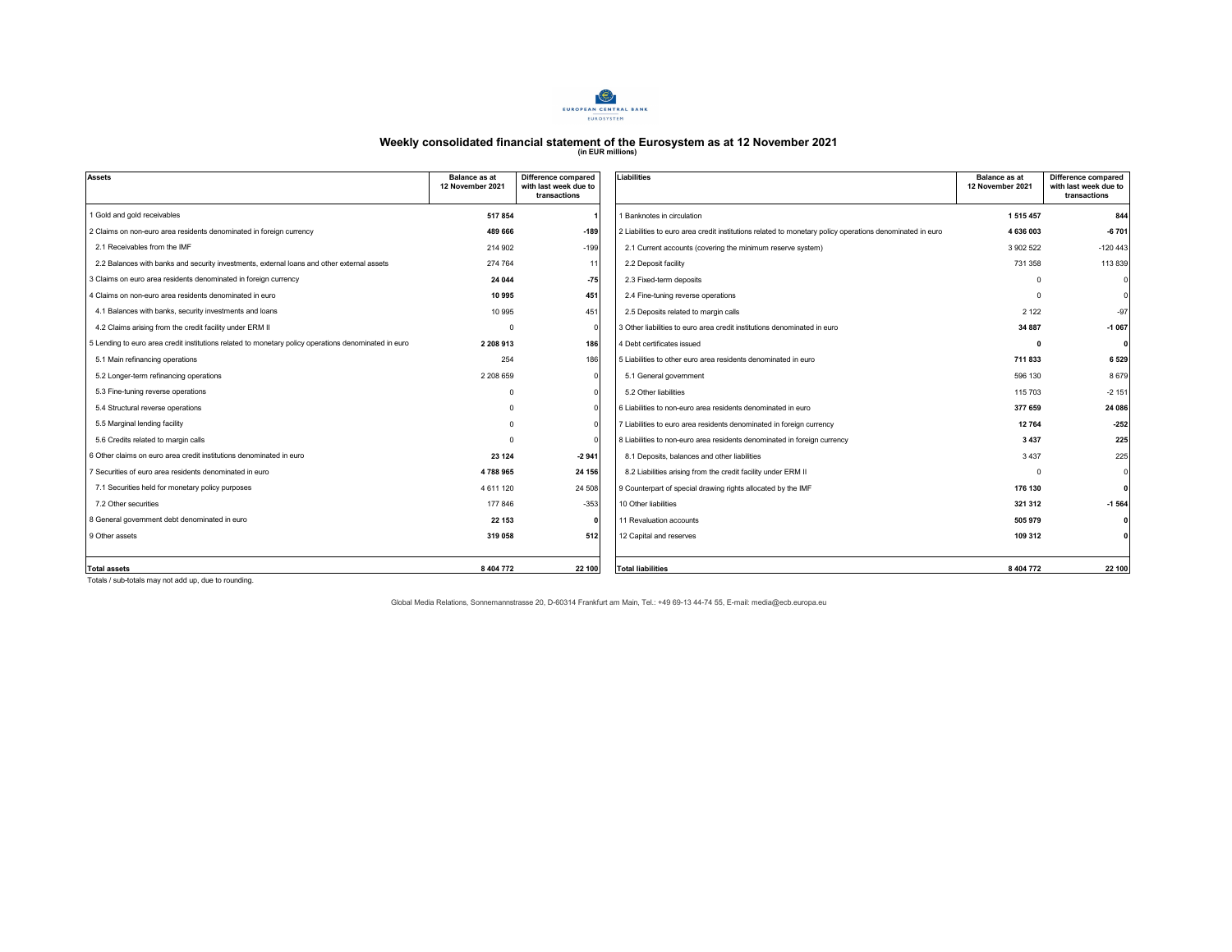# Weekly consolidated financial statement of the Eurosystem as at 12 November 2021

(in EUR millions)

| Assets | Balance as at 12 November 2021 | Difference compared with last week due to transactions |
|---|---|---|
| 1 Gold and gold receivables | **517 854** | **1** |
| 2 Claims on non-euro area residents denominated in foreign currency | **489 666** | **-189** |
| 2.1 Receivables from the IMF | 214 902 | -199 |
| 2.2 Balances with banks and security investments, external loans and other external assets | 274 764 | 11 |
| 3 Claims on euro area residents denominated in foreign currency | **24 044** | **-75** |
| 4 Claims on non-euro area residents denominated in euro | **10 995** | **451** |
| 4.1 Balances with banks, security investments and loans | 10 995 | 451 |
| 4.2 Claims arising from the credit facility under ERM II | 0 | 0 |
| 5 Lending to euro area credit institutions related to monetary policy operations denominated in euro | **2 208 913** | **186** |
| 5.1 Main refinancing operations | 254 | 186 |
| 5.2 Longer-term refinancing operations | 2 208 659 | 0 |
| 5.3 Fine-tuning reverse operations | 0 | 0 |
| 5.4 Structural reverse operations | 0 | 0 |
| 5.5 Marginal lending facility | 0 | 0 |
| 5.6 Credits related to margin calls | 0 | 0 |
| 6 Other claims on euro area credit institutions denominated in euro | **23 124** | **-2 941** |
| 7 Securities of euro area residents denominated in euro | **4 788 965** | **24 156** |
| 7.1 Securities held for monetary policy purposes | 4 611 120 | 24 508 |
| 7.2 Other securities | 177 846 | -353 |
| 8 General government debt denominated in euro | **22 153** | **0** |
| 9 Other assets | **319 058** | **512** |
| **Total assets** | **8 404 772** | **22 100** |

| Liabilities | Balance as at 12 November 2021 | Difference compared with last week due to transactions |
|---|---|---|
| 1 Banknotes in circulation | **1 515 457** | **844** |
| 2 Liabilities to euro area credit institutions related to monetary policy operations denominated in euro | **4 636 003** | **-6 701** |
| 2.1 Current accounts (covering the minimum reserve system) | 3 902 522 | -120 443 |
| 2.2 Deposit facility | 731 358 | 113 839 |
| 2.3 Fixed-term deposits | 0 | 0 |
| 2.4 Fine-tuning reverse operations | 0 | 0 |
| 2.5 Deposits related to margin calls | 2 122 | -97 |
| 3 Other liabilities to euro area credit institutions denominated in euro | **34 887** | **-1 067** |
| 4 Debt certificates issued | **0** | **0** |
| 5 Liabilities to other euro area residents denominated in euro | **711 833** | **6 529** |
| 5.1 General government | 596 130 | 8 679 |
| 5.2 Other liabilities | 115 703 | -2 151 |
| 6 Liabilities to non-euro area residents denominated in euro | **377 659** | **24 086** |
| 7 Liabilities to euro area residents denominated in foreign currency | **12 764** | **-252** |
| 8 Liabilities to non-euro area residents denominated in foreign currency | **3 437** | **225** |
| 8.1 Deposits, balances and other liabilities | 3 437 | 225 |
| 8.2 Liabilities arising from the credit facility under ERM II | 0 | 0 |
| 9 Counterpart of special drawing rights allocated by the IMF | **176 130** | **0** |
| 10 Other liabilities | **321 312** | **-1 564** |
| 11 Revaluation accounts | **505 979** | **0** |
| 12 Capital and reserves | **109 312** | **0** |
| **Total liabilities** | **8 404 772** | **22 100** |

Totals / sub-totals may not add up, due to rounding.

Global Media Relations, Sonnemannstrasse 20, D-60314 Frankfurt am Main, Tel.: +49 69-13 44-74 55, E-mail: media@ecb.europa.eu